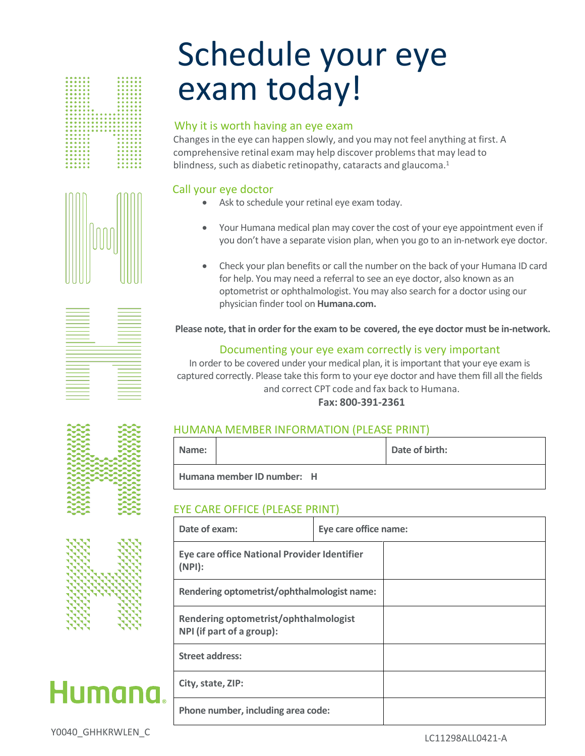# Schedule your eye exam today!

## Why it is worth having an eye exam

Changes in the eye can happen slowly, and you may not feel anything at first. A comprehensive retinal exam may help discover problems that may lead to blindness, such as diabetic retinopathy, cataracts and glaucoma.[1]

## Call your eye doctor

- Ask to schedule your retinal eye exam today.
- Your Humana medical plan may cover the cost of your eye appointment even if you don't have a separate vision plan, when you go to an in-network eye doctor.
- Check your plan benefits or call the number on the back of your Humana ID card for help. You may need a referral to see an eye doctor, also known as an optometrist or ophthalmologist. You may also search for a doctor using our physician finder tool on **Humana.com.**

**Please note, that in order for the exam to be covered, the eye doctor must be in-network.**

## Documenting your eye exam correctly is very important

In order to be covered under your medical plan, it is important that your eye exam is captured correctly. Please take this form to your eye doctor and have them fill all the fields and correct CPT code and fax back to Humana.

**Fax: 800-391-2361**

## HUMANA MEMBER INFORMATION (PLEASE PRINT)

| **Name:** | | **Date of birth:** |
|---|---|---|
| **Humana member ID number: H** | | |

## EYE CARE OFFICE (PLEASE PRINT)

| **Date of exam:** | **Eye care office name:** |
|---|---|
| **Eye care office National Provider Identifier (NPI):** | |
| **Rendering optometrist/ophthalmologist name:** | |
| **Rendering optometrist/ophthalmologist NPI (if part of a group):** | |
| **Street address:** | |
| **City, state, ZIP:** | |
| **Phone number, including area code:** | |

Humana

Y0040_GHHKRWLEN_C

LC11298ALL0421-A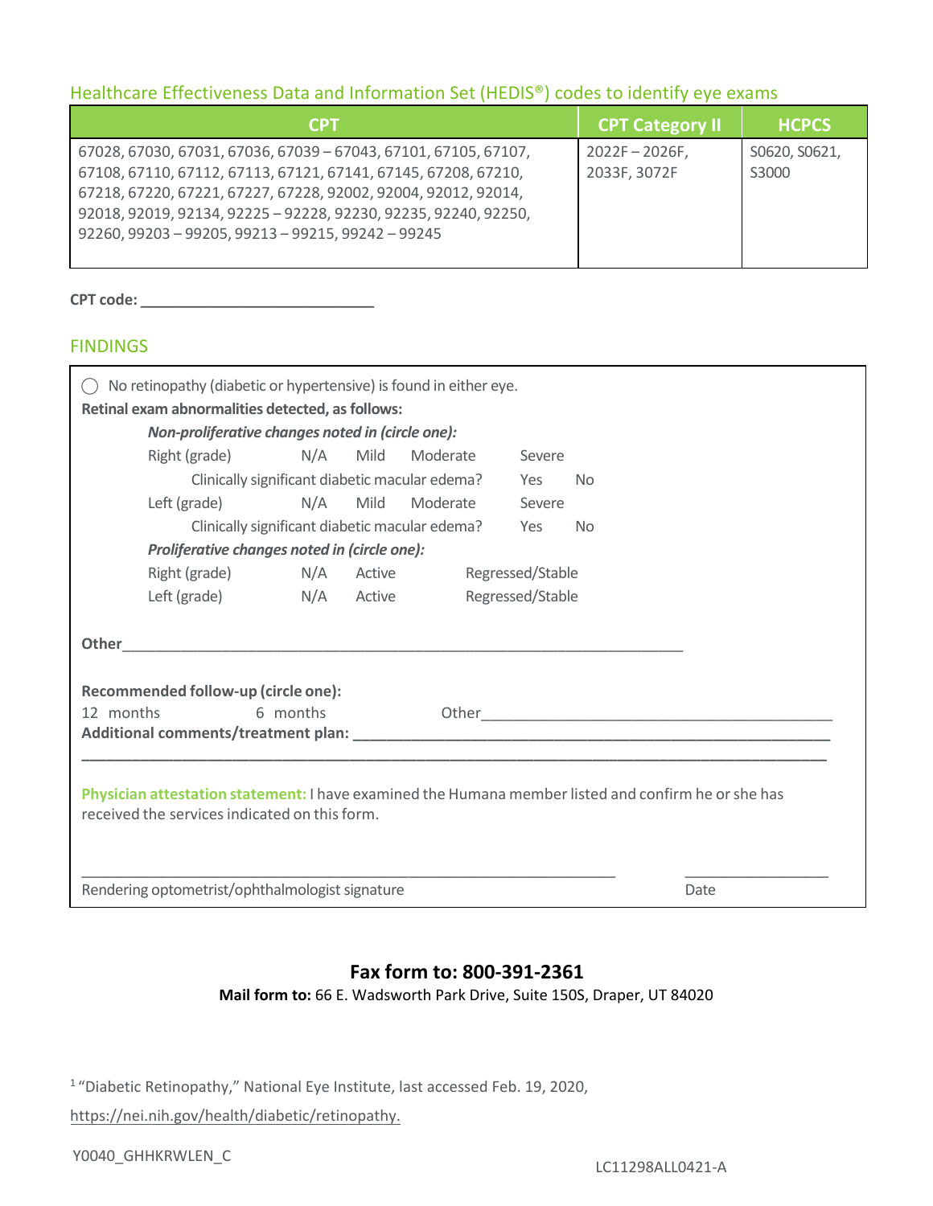## Healthcare Effectiveness Data and Information Set (HEDIS®) codes to identify eye exams

| CPT | CPT Category II | HCPCS |
| --- | --- | --- |
| 67028, 67030, 67031, 67036, 67039 – 67043, 67101, 67105, 67107, 67108, 67110, 67112, 67113, 67121, 67141, 67145, 67208, 67210, 67218, 67220, 67221, 67227, 67228, 92002, 92004, 92012, 92014, 92018, 92019, 92134, 92225 – 92228, 92230, 92235, 92240, 92250, 92260, 99203 – 99205, 99213 – 99215, 99242 – 99245 | 2022F – 2026F, 2033F, 3072F | S0620, S0621, S3000 |

**CPT code:** ____________________________

## FINDINGS

◯ No retinopathy (diabetic or hypertensive) is found in either eye.

**Retinal exam abnormalities detected, as follows:**

***Non-proliferative changes noted in (circle one):***

Right (grade) N/A Mild Moderate Severe

Clinically significant diabetic macular edema? Yes No

Left (grade) N/A Mild Moderate Severe

Clinically significant diabetic macular edema? Yes No

***Proliferative changes noted in (circle one):***

Right (grade) N/A Active Regressed/Stable

Left (grade) N/A Active Regressed/Stable

**Other**______________________________________________________________________

**Recommended follow-up (circle one):**

12 months 6 months Other____________________________________________

**Additional comments/treatment plan:** ____________________________________________________________

_____________________________________________________________________________________________

**Physician attestation statement:** I have examined the Humana member listed and confirm he or she has received the services indicated on this form.

_________________________________________________________________ __________________

Rendering optometrist/ophthalmologist signature Date

**Fax form to: 800-391-2361**

**Mail form to:** 66 E. Wadsworth Park Drive, Suite 150S, Draper, UT 84020

[1] "Diabetic Retinopathy," National Eye Institute, last accessed Feb. 19, 2020, https://nei.nih.gov/health/diabetic/retinopathy.

Y0040_GHHKRWLEN_C

LC11298ALL0421-A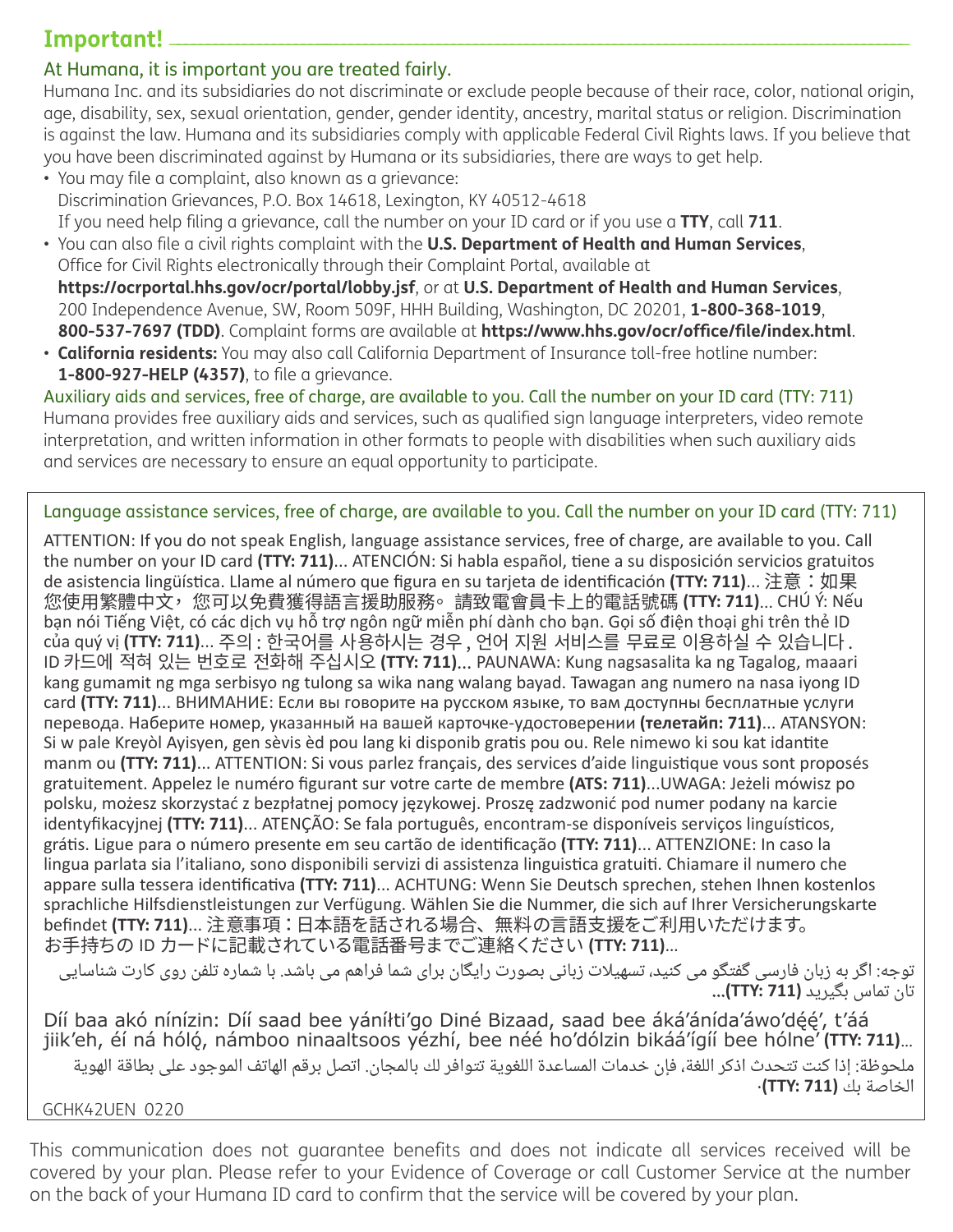## Important!

### At Humana, it is important you are treated fairly.

Humana Inc. and its subsidiaries do not discriminate or exclude people because of their race, color, national origin, age, disability, sex, sexual orientation, gender, gender identity, ancestry, marital status or religion. Discrimination is against the law. Humana and its subsidiaries comply with applicable Federal Civil Rights laws. If you believe that you have been discriminated against by Humana or its subsidiaries, there are ways to get help.

- You may file a complaint, also known as a grievance:
  Discrimination Grievances, P.O. Box 14618, Lexington, KY 40512-4618
  If you need help filing a grievance, call the number on your ID card or if you use a **TTY**, call **711**.
- You can also file a civil rights complaint with the **U.S. Department of Health and Human Services**, Office for Civil Rights electronically through their Complaint Portal, available at **https://ocrportal.hhs.gov/ocr/portal/lobby.jsf**, or at **U.S. Department of Health and Human Services**, 200 Independence Avenue, SW, Room 509F, HHH Building, Washington, DC 20201, **1-800-368-1019**, **800-537-7697 (TDD)**. Complaint forms are available at **https://www.hhs.gov/ocr/office/file/index.html**.
- **California residents:** You may also call California Department of Insurance toll-free hotline number: **1-800-927-HELP (4357)**, to file a grievance.

### Auxiliary aids and services, free of charge, are available to you. Call the number on your ID card (TTY: 711)

Humana provides free auxiliary aids and services, such as qualified sign language interpreters, video remote interpretation, and written information in other formats to people with disabilities when such auxiliary aids and services are necessary to ensure an equal opportunity to participate.

### Language assistance services, free of charge, are available to you. Call the number on your ID card (TTY: 711)

ATTENTION: If you do not speak English, language assistance services, free of charge, are available to you. Call the number on your ID card **(TTY: 711)**... ATENCIÓN: Si habla español, tiene a su disposición servicios gratuitos de asistencia lingüística. Llame al número que figura en su tarjeta de identificación **(TTY: 711)**... 注意：如果您使用繁體中文，您可以免費獲得語言援助服務。請致電會員卡上的電話號碼 **(TTY: 711)**... CHÚ Ý: Nếu bạn nói Tiếng Việt, có các dịch vụ hỗ trợ ngôn ngữ miễn phí dành cho bạn. Gọi số điện thoại ghi trên thẻ ID của quý vị **(TTY: 711)**... 주의 : 한국어를 사용하시는 경우 , 언어 지원 서비스를 무료로 이용하실 수 있습니다 . ID 카드에 적혀 있는 번호로 전화해 주십시오 **(TTY: 711)**... PAUNAWA: Kung nagsasalita ka ng Tagalog, maaari kang gumamit ng mga serbisyo ng tulong sa wika nang walang bayad. Tawagan ang numero na nasa iyong ID card **(TTY: 711)**... ВНИМАНИЕ: Если вы говорите на русском языке, то вам доступны бесплатные услуги перевода. Наберите номер, указанный на вашей карточке-удостоверении **(телетайп: 711)**... ATANSYON: Si w pale Kreyòl Ayisyen, gen sèvis èd pou lang ki disponib gratis pou ou. Rele nimewo ki sou kat idantite manm ou **(TTY: 711)**... ATTENTION: Si vous parlez français, des services d'aide linguistique vous sont proposés gratuitement. Appelez le numéro figurant sur votre carte de membre **(ATS: 711)**...UWAGA: Jeżeli mówisz po polsku, możesz skorzystać z bezpłatnej pomocy językowej. Proszę zadzwonić pod numer podany na karcie identyfikacyjnej **(TTY: 711)**... ATENÇÃO: Se fala português, encontram-se disponíveis serviços linguísticos, grátis. Ligue para o número presente em seu cartão de identificação **(TTY: 711)**... ATTENZIONE: In caso la lingua parlata sia l'italiano, sono disponibili servizi di assistenza linguistica gratuiti. Chiamare il numero che appare sulla tessera identificativa **(TTY: 711)**... ACHTUNG: Wenn Sie Deutsch sprechen, stehen Ihnen kostenlos sprachliche Hilfsdienstleistungen zur Verfügung. Wählen Sie die Nummer, die sich auf Ihrer Versicherungskarte befindet **(TTY: 711)**... 注意事項：日本語を話される場合、無料の言語支援をご利用いただけます。お手持ちの ID カードに記載されている電話番号までご連絡ください **(TTY: 711)**...

توجه: اگر به زبان فارسی گفتگو می کنید، تسهیلات زبانی بصورت رایگان برای شما فراهم می باشد. با شماره تلفن روی کارت شناسایی تان تماس بگیرید **(TTY: 711)...**

Díí baa akó nínízin: Díí saad bee yáníłti'go Diné Bizaad, saad bee áká'ánída'áwo'déé', t'áá jiik'eh, éí ná hóló, námboo ninaaltsoos yézhí, bee néé ho'dólzin bikáá'ígíí bee hólne' **(TTY: 711)**...

ملحوظة: إذا كنت تتحدث اذكر اللغة، فإن خدمات المساعدة اللغوية تتوافر لك بالمجان. اتصل برقم الهاتف الموجود على بطاقة الهوية الخاصة بك **(TTY: 711)**.

GCHK42UEN 0220

This communication does not guarantee benefits and does not indicate all services received will be covered by your plan. Please refer to your Evidence of Coverage or call Customer Service at the number on the back of your Humana ID card to confirm that the service will be covered by your plan.